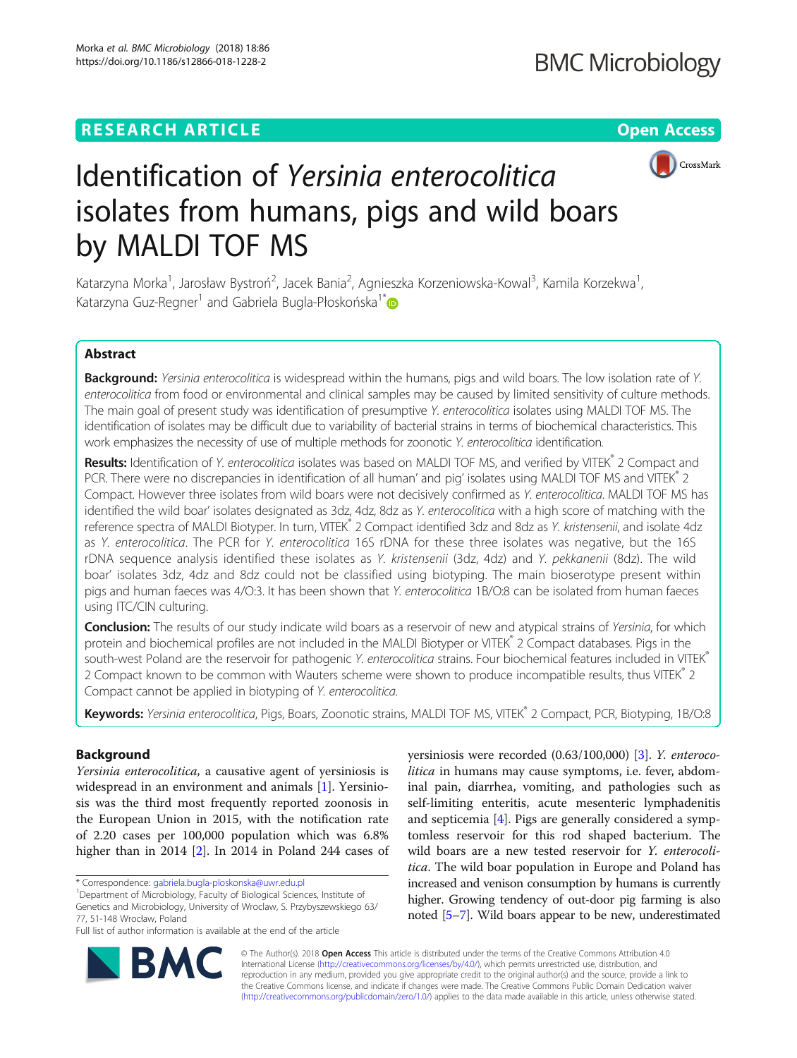**RESEARCH ARTICLE** **Open Access**

# Identification of *Yersinia enterocolitica* isolates from humans, pigs and wild boars by MALDI TOF MS

Katarzyna Morka[1], Jarosław Bystroń[2], Jacek Bania[2], Agnieszka Korzeniowska-Kowal[3], Kamila Korzekwa[1], Katarzyna Guz-Regner[1] and Gabriela Bugla-Płoskońska[1*]

## Abstract

**Background:** *Yersinia enterocolitica* is widespread within the humans, pigs and wild boars. The low isolation rate of *Y. enterocolitica* from food or environmental and clinical samples may be caused by limited sensitivity of culture methods. The main goal of present study was identification of presumptive *Y. enterocolitica* isolates using MALDI TOF MS. The identification of isolates may be difficult due to variability of bacterial strains in terms of biochemical characteristics. This work emphasizes the necessity of use of multiple methods for zoonotic *Y. enterocolitica* identification.

**Results:** Identification of *Y. enterocolitica* isolates was based on MALDI TOF MS, and verified by VITEK® 2 Compact and PCR. There were no discrepancies in identification of all human' and pig' isolates using MALDI TOF MS and VITEK® 2 Compact. However three isolates from wild boars were not decisively confirmed as *Y. enterocolitica*. MALDI TOF MS has identified the wild boar' isolates designated as 3dz, 4dz, 8dz as *Y. enterocolitica* with a high score of matching with the reference spectra of MALDI Biotyper. In turn, VITEK® 2 Compact identified 3dz and 8dz as *Y. kristensenii*, and isolate 4dz as *Y. enterocolitica*. The PCR for *Y. enterocolitica* 16S rDNA for these three isolates was negative, but the 16S rDNA sequence analysis identified these isolates as *Y. kristensenii* (3dz, 4dz) and *Y. pekkanenii* (8dz). The wild boar' isolates 3dz, 4dz and 8dz could not be classified using biotyping. The main bioserotype present within pigs and human faeces was 4/O:3. It has been shown that *Y. enterocolitica* 1B/O:8 can be isolated from human faeces using ITC/CIN culturing.

**Conclusion:** The results of our study indicate wild boars as a reservoir of new and atypical strains of *Yersinia*, for which protein and biochemical profiles are not included in the MALDI Biotyper or VITEK® 2 Compact databases. Pigs in the south-west Poland are the reservoir for pathogenic *Y. enterocolitica* strains. Four biochemical features included in VITEK® 2 Compact known to be common with Wauters scheme were shown to produce incompatible results, thus VITEK® 2 Compact cannot be applied in biotyping of *Y. enterocolitica.*

**Keywords:** *Yersinia enterocolitica*, Pigs, Boars, Zoonotic strains, MALDI TOF MS, VITEK® 2 Compact, PCR, Biotyping, 1B/O:8

## Background

*Yersinia enterocolitica,* a causative agent of yersiniosis is widespread in an environment and animals [1]. Yersiniosis was the third most frequently reported zoonosis in the European Union in 2015, with the notification rate of 2.20 cases per 100,000 population which was 6.8% higher than in 2014 [2]. In 2014 in Poland 244 cases of yersiniosis were recorded (0.63/100,000) [3]. *Y. enterocolitica* in humans may cause symptoms, i.e. fever, abdominal pain, diarrhea, vomiting, and pathologies such as self-limiting enteritis, acute mesenteric lymphadenitis and septicemia [4]. Pigs are generally considered a symptomless reservoir for this rod shaped bacterium. The wild boars are a new tested reservoir for *Y. enterocolitica*. The wild boar population in Europe and Poland has increased and venison consumption by humans is currently higher. Growing tendency of out-door pig farming is also noted [5–7]. Wild boars appear to be new, underestimated

\* Correspondence: gabriela.bugla-ploskonska@uwr.edu.pl
[1]Department of Microbiology, Faculty of Biological Sciences, Institute of Genetics and Microbiology, University of Wroclaw, S. Przybyszewskiego 63/77, 51-148 Wrocław, Poland
Full list of author information is available at the end of the article

© The Author(s). 2018 **Open Access** This article is distributed under the terms of the Creative Commons Attribution 4.0 International License (http://creativecommons.org/licenses/by/4.0/), which permits unrestricted use, distribution, and reproduction in any medium, provided you give appropriate credit to the original author(s) and the source, provide a link to the Creative Commons license, and indicate if changes were made. The Creative Commons Public Domain Dedication waiver (http://creativecommons.org/publicdomain/zero/1.0/) applies to the data made available in this article, unless otherwise stated.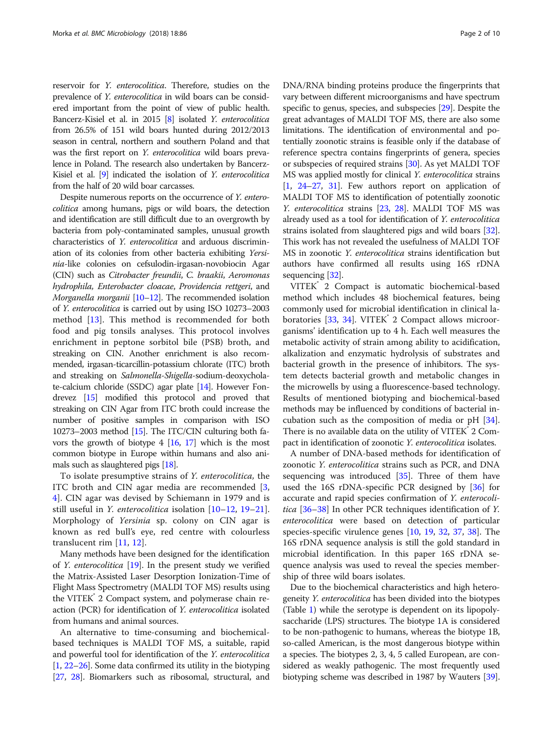reservoir for *Y. enterocolitica*. Therefore, studies on the prevalence of *Y. enterocolitica* in wild boars can be considered important from the point of view of public health. Bancerz-Kisiel et al. in 2015 [8] isolated *Y. enterocolitica* from 26.5% of 151 wild boars hunted during 2012/2013 season in central, northern and southern Poland and that was the first report on *Y. enterocolitica* wild boars prevalence in Poland. The research also undertaken by Bancerz-Kisiel et al. [9] indicated the isolation of *Y. enterocolitica* from the half of 20 wild boar carcasses.

Despite numerous reports on the occurrence of *Y. enterocolitica* among humans, pigs or wild boars, the detection and identification are still difficult due to an overgrowth by bacteria from poly-contaminated samples, unusual growth characteristics of *Y. enterocolitica* and arduous discrimination of its colonies from other bacteria exhibiting *Yersinia*-like colonies on cefsulodin-irgasan-novobiocin Agar (CIN) such as *Citrobacter freundii*, *C. braakii*, *Aeromonas hydrophila*, *Enterobacter cloacae*, *Providencia rettgeri*, and *Morganella morganii* [10–12]. The recommended isolation of *Y. enterocolitica* is carried out by using ISO 10273–2003 method [13]. This method is recommended for both food and pig tonsils analyses. This protocol involves enrichment in peptone sorbitol bile (PSB) broth, and streaking on CIN. Another enrichment is also recommended, irgasan-ticarcillin-potassium chlorate (ITC) broth and streaking on *Salmonella*-*Shigella*-sodium-deoxycholate-calcium chloride (SSDC) agar plate [14]. However Fondrevez [15] modified this protocol and proved that streaking on CIN Agar from ITC broth could increase the number of positive samples in comparison with ISO 10273–2003 method [15]. The ITC/CIN culturing both favors the growth of biotype 4 [16, 17] which is the most common biotype in Europe within humans and also animals such as slaughtered pigs [18].

To isolate presumptive strains of *Y. enterocolitica*, the ITC broth and CIN agar media are recommended [3, 4]. CIN agar was devised by Schiemann in 1979 and is still useful in *Y. enterocolitica* isolation [10–12, 19–21]. Morphology of *Yersinia* sp. colony on CIN agar is known as red bull's eye, red centre with colourless translucent rim [11, 12].

Many methods have been designed for the identification of *Y. enterocolitica* [19]. In the present study we verified the Matrix-Assisted Laser Desorption Ionization-Time of Flight Mass Spectrometry (MALDI TOF MS) results using the VITEK® 2 Compact system, and polymerase chain reaction (PCR) for identification of *Y. enterocolitica* isolated from humans and animal sources.

An alternative to time-consuming and biochemical-based techniques is MALDI TOF MS, a suitable, rapid and powerful tool for identification of the *Y. enterocolitica* [1, 22–26]. Some data confirmed its utility in the biotyping [27, 28]. Biomarkers such as ribosomal, structural, and DNA/RNA binding proteins produce the fingerprints that vary between different microorganisms and have spectrum specific to genus, species, and subspecies [29]. Despite the great advantages of MALDI TOF MS, there are also some limitations. The identification of environmental and potentially zoonotic strains is feasible only if the database of reference spectra contains fingerprints of genera, species or subspecies of required strains [30]. As yet MALDI TOF MS was applied mostly for clinical *Y. enterocolitica* strains [1, 24–27, 31]. Few authors report on application of MALDI TOF MS to identification of potentially zoonotic *Y. enterocolitica* strains [23, 28]. MALDI TOF MS was already used as a tool for identification of *Y. enterocolitica* strains isolated from slaughtered pigs and wild boars [32]. This work has not revealed the usefulness of MALDI TOF MS in zoonotic *Y. enterocolitica* strains identification but authors have confirmed all results using 16S rDNA sequencing [32].

VITEK® 2 Compact is automatic biochemical-based method which includes 48 biochemical features, being commonly used for microbial identification in clinical laboratories [33, 34]. VITEK® 2 Compact allows microorganisms' identification up to 4 h. Each well measures the metabolic activity of strain among ability to acidification, alkalization and enzymatic hydrolysis of substrates and bacterial growth in the presence of inhibitors. The system detects bacterial growth and metabolic changes in the microwells by using a fluorescence-based technology. Results of mentioned biotyping and biochemical-based methods may be influenced by conditions of bacterial incubation such as the composition of media or pH [34]. There is no available data on the utility of VITEK® 2 Compact in identification of zoonotic *Y. enterocolitica* isolates.

A number of DNA-based methods for identification of zoonotic *Y. enterocolitica* strains such as PCR, and DNA sequencing was introduced [35]. Three of them have used the 16S rDNA-specific PCR designed by [36] for accurate and rapid species confirmation of *Y. enterocolitica* [36–38] In other PCR techniques identification of *Y. enterocolitica* were based on detection of particular species-specific virulence genes [10, 19, 32, 37, 38]. The 16S rDNA sequence analysis is still the gold standard in microbial identification. In this paper 16S rDNA sequence analysis was used to reveal the species membership of three wild boars isolates.

Due to the biochemical characteristics and high heterogeneity *Y. enterocolitica* has been divided into the biotypes (Table 1) while the serotype is dependent on its lipopolysaccharide (LPS) structures. The biotype 1A is considered to be non-pathogenic to humans, whereas the biotype 1B, so-called American, is the most dangerous biotype within a species. The biotypes 2, 3, 4, 5 called European, are considered as weakly pathogenic. The most frequently used biotyping scheme was described in 1987 by Wauters [39].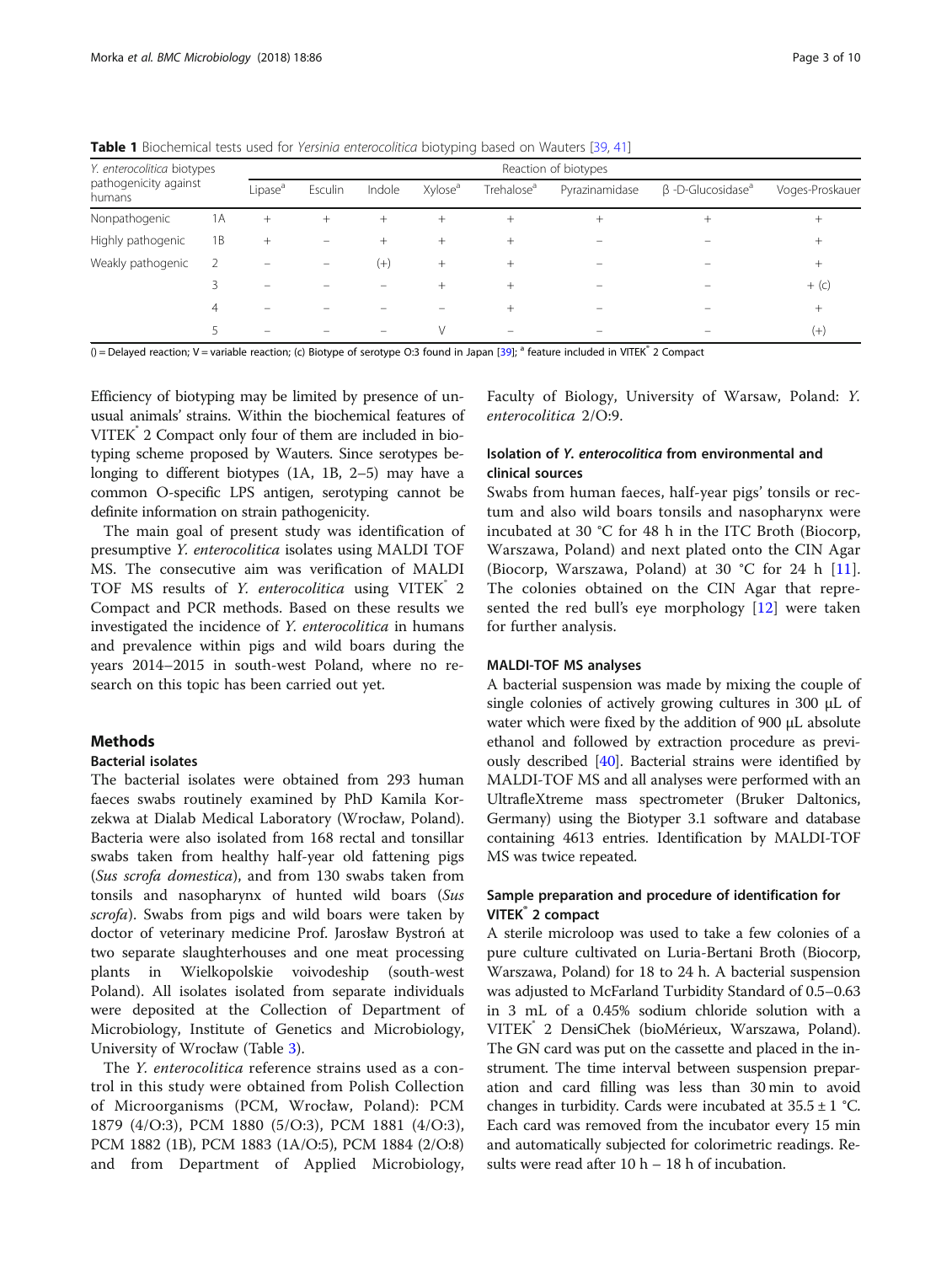**Table 1** Biochemical tests used for *Yersinia enterocolitica* biotyping based on Wauters [39, 41]

| *Y. enterocolitica* biotypes pathogenicity against humans | | Reaction of biotypes | | | | | | | |
|---|---|---|---|---|---|---|---|---|---|
| | | Lipase[a] | Esculin | Indole | Xylose[a] | Trehalose[a] | Pyrazinamidase | β -D-Glucosidase[a] | Voges-Proskauer |
| Nonpathogenic | 1A | + | + | + | + | + | + | + | + |
| Highly pathogenic | 1B | + | − | + | + | + | − | − | + |
| Weakly pathogenic | 2 | − | − | (+) | + | + | − | − | + |
| | 3 | − | − | − | + | + | − | − | + (c) |
| | 4 | − | − | − | − | + | − | − | + |
| | 5 | − | − | − | V | − | − | − | (+) |

() = Delayed reaction; V = variable reaction; (c) Biotype of serotype O:3 found in Japan [39]; [a] feature included in VITEK® 2 Compact

Efficiency of biotyping may be limited by presence of unusual animals' strains. Within the biochemical features of VITEK® 2 Compact only four of them are included in biotyping scheme proposed by Wauters. Since serotypes belonging to different biotypes (1A, 1B, 2–5) may have a common O-specific LPS antigen, serotyping cannot be definite information on strain pathogenicity.

The main goal of present study was identification of presumptive *Y. enterocolitica* isolates using MALDI TOF MS. The consecutive aim was verification of MALDI TOF MS results of *Y. enterocolitica* using VITEK® 2 Compact and PCR methods. Based on these results we investigated the incidence of *Y. enterocolitica* in humans and prevalence within pigs and wild boars during the years 2014–2015 in south-west Poland, where no research on this topic has been carried out yet.

## Methods

### Bacterial isolates

The bacterial isolates were obtained from 293 human faeces swabs routinely examined by PhD Kamila Korzekwa at Dialab Medical Laboratory (Wrocław, Poland). Bacteria were also isolated from 168 rectal and tonsillar swabs taken from healthy half-year old fattening pigs (*Sus scrofa domestica*), and from 130 swabs taken from tonsils and nasopharynx of hunted wild boars (*Sus scrofa*). Swabs from pigs and wild boars were taken by doctor of veterinary medicine Prof. Jarosław Bystroń at two separate slaughterhouses and one meat processing plants in Wielkopolskie voivodeship (south-west Poland). All isolates isolated from separate individuals were deposited at the Collection of Department of Microbiology, Institute of Genetics and Microbiology, University of Wrocław (Table 3).

The *Y. enterocolitica* reference strains used as a control in this study were obtained from Polish Collection of Microorganisms (PCM, Wrocław, Poland): PCM 1879 (4/O:3), PCM 1880 (5/O:3), PCM 1881 (4/O:3), PCM 1882 (1B), PCM 1883 (1A/O:5), PCM 1884 (2/O:8) and from Department of Applied Microbiology, Faculty of Biology, University of Warsaw, Poland: *Y. enterocolitica* 2/O:9.

### Isolation of *Y. enterocolitica* from environmental and clinical sources

Swabs from human faeces, half-year pigs' tonsils or rectum and also wild boars tonsils and nasopharynx were incubated at 30 °C for 48 h in the ITC Broth (Biocorp, Warszawa, Poland) and next plated onto the CIN Agar (Biocorp, Warszawa, Poland) at 30 °C for 24 h [11]. The colonies obtained on the CIN Agar that represented the red bull's eye morphology [12] were taken for further analysis.

### MALDI-TOF MS analyses

A bacterial suspension was made by mixing the couple of single colonies of actively growing cultures in 300 μL of water which were fixed by the addition of 900 μL absolute ethanol and followed by extraction procedure as previously described [40]. Bacterial strains were identified by MALDI-TOF MS and all analyses were performed with an UltrafleXtreme mass spectrometer (Bruker Daltonics, Germany) using the Biotyper 3.1 software and database containing 4613 entries. Identification by MALDI-TOF MS was twice repeated.

### Sample preparation and procedure of identification for VITEK® 2 compact

A sterile microloop was used to take a few colonies of a pure culture cultivated on Luria-Bertani Broth (Biocorp, Warszawa, Poland) for 18 to 24 h. A bacterial suspension was adjusted to McFarland Turbidity Standard of 0.5–0.63 in 3 mL of a 0.45% sodium chloride solution with a VITEK® 2 DensiChek (bioMérieux, Warszawa, Poland). The GN card was put on the cassette and placed in the instrument. The time interval between suspension preparation and card filling was less than 30 min to avoid changes in turbidity. Cards were incubated at 35.5 ± 1 °C. Each card was removed from the incubator every 15 min and automatically subjected for colorimetric readings. Results were read after 10 h – 18 h of incubation.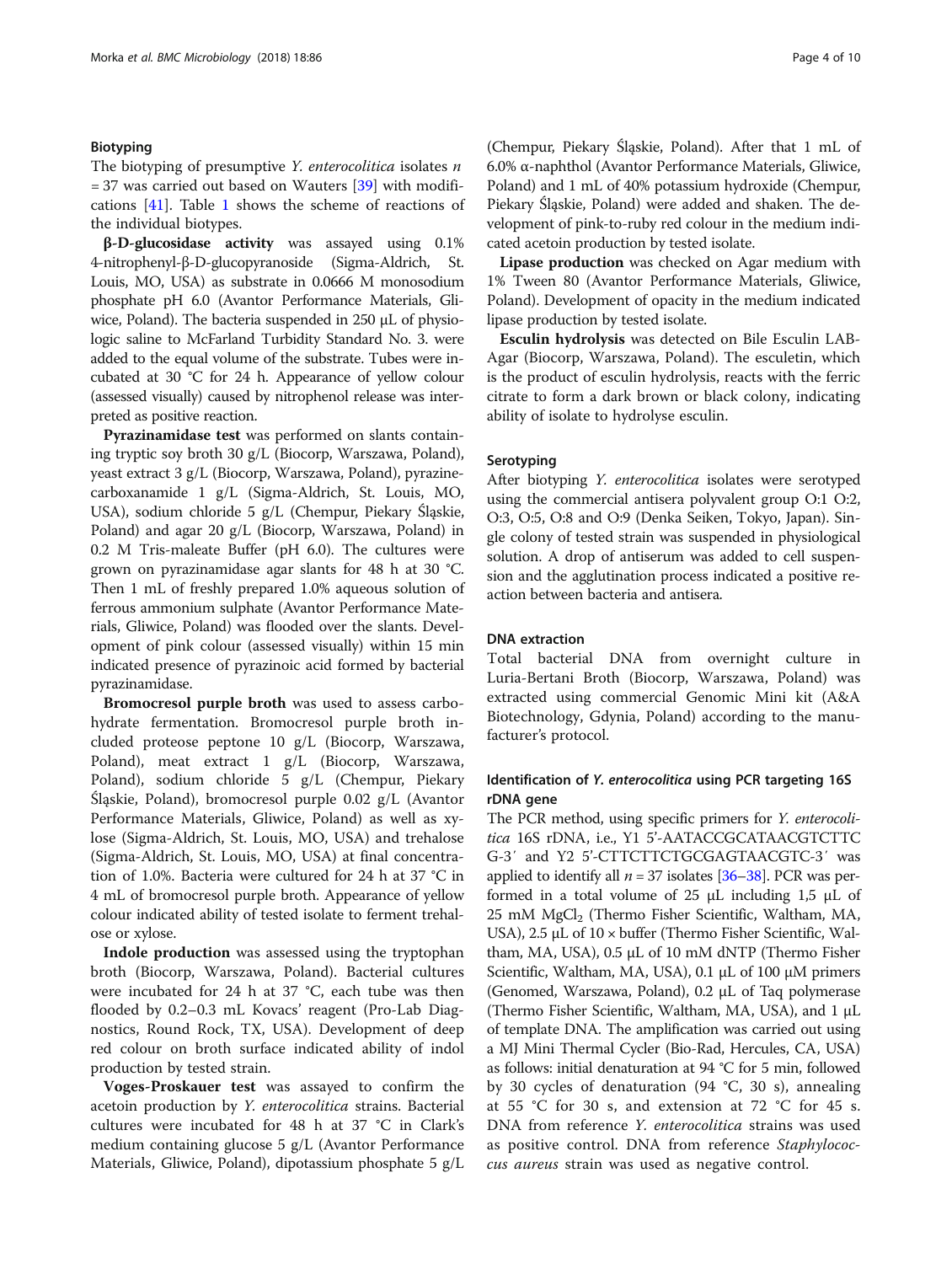### Biotyping

The biotyping of presumptive *Y. enterocolitica* isolates $n = 37$ was carried out based on Wauters [39] with modifications [41]. Table 1 shows the scheme of reactions of the individual biotypes.

**β-D-glucosidase activity** was assayed using 0.1% 4-nitrophenyl-β-D-glucopyranoside (Sigma-Aldrich, St. Louis, MO, USA) as substrate in 0.0666 M monosodium phosphate pH 6.0 (Avantor Performance Materials, Gliwice, Poland). The bacteria suspended in 250 μL of physiologic saline to McFarland Turbidity Standard No. 3. were added to the equal volume of the substrate. Tubes were incubated at 30 °C for 24 h. Appearance of yellow colour (assessed visually) caused by nitrophenol release was interpreted as positive reaction.

**Pyrazinamidase test** was performed on slants containing tryptic soy broth 30 g/L (Biocorp, Warszawa, Poland), yeast extract 3 g/L (Biocorp, Warszawa, Poland), pyrazinecarboxanamide 1 g/L (Sigma-Aldrich, St. Louis, MO, USA), sodium chloride 5 g/L (Chempur, Piekary Śląskie, Poland) and agar 20 g/L (Biocorp, Warszawa, Poland) in 0.2 M Tris-maleate Buffer (pH 6.0). The cultures were grown on pyrazinamidase agar slants for 48 h at 30 °C. Then 1 mL of freshly prepared 1.0% aqueous solution of ferrous ammonium sulphate (Avantor Performance Materials, Gliwice, Poland) was flooded over the slants. Development of pink colour (assessed visually) within 15 min indicated presence of pyrazinoic acid formed by bacterial pyrazinamidase.

**Bromocresol purple broth** was used to assess carbohydrate fermentation. Bromocresol purple broth included proteose peptone 10 g/L (Biocorp, Warszawa, Poland), meat extract 1 g/L (Biocorp, Warszawa, Poland), sodium chloride 5 g/L (Chempur, Piekary Śląskie, Poland), bromocresol purple 0.02 g/L (Avantor Performance Materials, Gliwice, Poland) as well as xylose (Sigma-Aldrich, St. Louis, MO, USA) and trehalose (Sigma-Aldrich, St. Louis, MO, USA) at final concentration of 1.0%. Bacteria were cultured for 24 h at 37 °C in 4 mL of bromocresol purple broth. Appearance of yellow colour indicated ability of tested isolate to ferment trehalose or xylose.

**Indole production** was assessed using the tryptophan broth (Biocorp, Warszawa, Poland). Bacterial cultures were incubated for 24 h at 37 °C, each tube was then flooded by 0.2–0.3 mL Kovacs' reagent (Pro-Lab Diagnostics, Round Rock, TX, USA). Development of deep red colour on broth surface indicated ability of indol production by tested strain.

**Voges-Proskauer test** was assayed to confirm the acetoin production by *Y. enterocolitica* strains. Bacterial cultures were incubated for 48 h at 37 °C in Clark's medium containing glucose 5 g/L (Avantor Performance Materials, Gliwice, Poland), dipotassium phosphate 5 g/L (Chempur, Piekary Śląskie, Poland). After that 1 mL of 6.0% α-naphthol (Avantor Performance Materials, Gliwice, Poland) and 1 mL of 40% potassium hydroxide (Chempur, Piekary Śląskie, Poland) were added and shaken. The development of pink-to-ruby red colour in the medium indicated acetoin production by tested isolate.

**Lipase production** was checked on Agar medium with 1% Tween 80 (Avantor Performance Materials, Gliwice, Poland). Development of opacity in the medium indicated lipase production by tested isolate.

**Esculin hydrolysis** was detected on Bile Esculin LAB-Agar (Biocorp, Warszawa, Poland). The esculetin, which is the product of esculin hydrolysis, reacts with the ferric citrate to form a dark brown or black colony, indicating ability of isolate to hydrolyse esculin.

### Serotyping

After biotyping *Y. enterocolitica* isolates were serotyped using the commercial antisera polyvalent group O:1 O:2, O:3, O:5, O:8 and O:9 (Denka Seiken, Tokyo, Japan). Single colony of tested strain was suspended in physiological solution. A drop of antiserum was added to cell suspension and the agglutination process indicated a positive reaction between bacteria and antisera.

### DNA extraction

Total bacterial DNA from overnight culture in Luria-Bertani Broth (Biocorp, Warszawa, Poland) was extracted using commercial Genomic Mini kit (A&A Biotechnology, Gdynia, Poland) according to the manufacturer's protocol.

### Identification of *Y. enterocolitica* using PCR targeting 16S rDNA gene

The PCR method, using specific primers for *Y. enterocolitica* 16S rDNA, i.e., Y1 5'-AATACCGCATAACGTCTTCG-3′ and Y2 5'-CTTCTTCTGCGAGTAACGTC-3′ was applied to identify all $n = 37$ isolates [36–38]. PCR was performed in a total volume of 25 μL including 1,5 μL of 25 mM $MgCl_2$ (Thermo Fisher Scientific, Waltham, MA, USA), 2.5 μL of 10 × buffer (Thermo Fisher Scientific, Waltham, MA, USA), 0.5 μL of 10 mM dNTP (Thermo Fisher Scientific, Waltham, MA, USA), 0.1 μL of 100 μM primers (Genomed, Warszawa, Poland), 0.2 μL of Taq polymerase (Thermo Fisher Scientific, Waltham, MA, USA), and 1 μL of template DNA. The amplification was carried out using a MJ Mini Thermal Cycler (Bio-Rad, Hercules, CA, USA) as follows: initial denaturation at 94 °C for 5 min, followed by 30 cycles of denaturation (94 °C, 30 s), annealing at 55 °C for 30 s, and extension at 72 °C for 45 s. DNA from reference *Y. enterocolitica* strains was used as positive control. DNA from reference *Staphylococcus aureus* strain was used as negative control.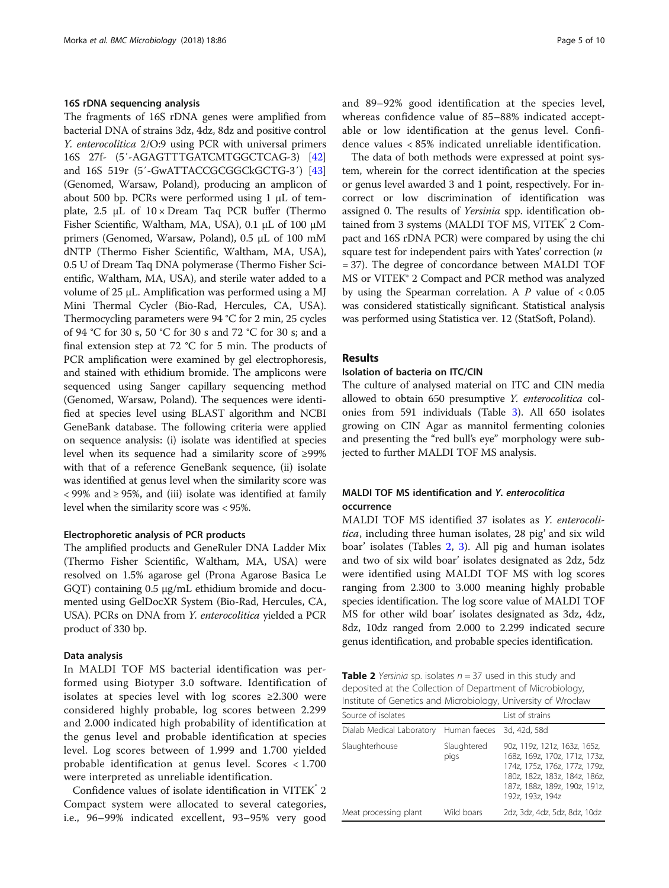### 16S rDNA sequencing analysis

The fragments of 16S rDNA genes were amplified from bacterial DNA of strains 3dz, 4dz, 8dz and positive control *Y. enterocolitica* 2/O:9 using PCR with universal primers 16S 27f- (5′-AGAGTTTGATCMTGGCTCAG-3) [42] and 16S 519r (5′-GwATTACCGCGGCkGCTG-3′) [43] (Genomed, Warsaw, Poland), producing an amplicon of about 500 bp. PCRs were performed using 1 μL of template, 2.5 μL of 10 × Dream Taq PCR buffer (Thermo Fisher Scientific, Waltham, MA, USA), 0.1 μL of 100 μM primers (Genomed, Warsaw, Poland), 0.5 μL of 100 mM dNTP (Thermo Fisher Scientific, Waltham, MA, USA), 0.5 U of Dream Taq DNA polymerase (Thermo Fisher Scientific, Waltham, MA, USA), and sterile water added to a volume of 25 μL. Amplification was performed using a MJ Mini Thermal Cycler (Bio-Rad, Hercules, CA, USA). Thermocycling parameters were 94 °C for 2 min, 25 cycles of 94 °C for 30 s, 50 °C for 30 s and 72 °C for 30 s; and a final extension step at 72 °C for 5 min. The products of PCR amplification were examined by gel electrophoresis, and stained with ethidium bromide. The amplicons were sequenced using Sanger capillary sequencing method (Genomed, Warsaw, Poland). The sequences were identified at species level using BLAST algorithm and NCBI GeneBank database. The following criteria were applied on sequence analysis: (i) isolate was identified at species level when its sequence had a similarity score of ≥99% with that of a reference GeneBank sequence, (ii) isolate was identified at genus level when the similarity score was < 99% and ≥ 95%, and (iii) isolate was identified at family level when the similarity score was < 95%.

### Electrophoretic analysis of PCR products

The amplified products and GeneRuler DNA Ladder Mix (Thermo Fisher Scientific, Waltham, MA, USA) were resolved on 1.5% agarose gel (Prona Agarose Basica Le GQT) containing 0.5 μg/mL ethidium bromide and documented using GelDocXR System (Bio-Rad, Hercules, CA, USA). PCRs on DNA from *Y. enterocolitica* yielded a PCR product of 330 bp.

### Data analysis

In MALDI TOF MS bacterial identification was performed using Biotyper 3.0 software. Identification of isolates at species level with log scores ≥2.300 were considered highly probable, log scores between 2.299 and 2.000 indicated high probability of identification at the genus level and probable identification at species level. Log scores between of 1.999 and 1.700 yielded probable identification at genus level. Scores < 1.700 were interpreted as unreliable identification.

Confidence values of isolate identification in VITEK® 2 Compact system were allocated to several categories, i.e., 96–99% indicated excellent, 93–95% very good and 89–92% good identification at the species level, whereas confidence value of 85–88% indicated acceptable or low identification at the genus level. Confidence values < 85% indicated unreliable identification.

The data of both methods were expressed at point system, wherein for the correct identification at the species or genus level awarded 3 and 1 point, respectively. For incorrect or low discrimination of identification was assigned 0. The results of *Yersinia* spp. identification obtained from 3 systems (MALDI TOF MS, VITEK® 2 Compact and 16S rDNA PCR) were compared by using the chi square test for independent pairs with Yates' correction ($n = 37$). The degree of concordance between MALDI TOF MS or VITEK® 2 Compact and PCR method was analyzed by using the Spearman correlation. A $P$ value of $< 0.05$ was considered statistically significant. Statistical analysis was performed using Statistica ver. 12 (StatSoft, Poland).

## Results

### Isolation of bacteria on ITC/CIN

The culture of analysed material on ITC and CIN media allowed to obtain 650 presumptive *Y. enterocolitica* colonies from 591 individuals (Table 3). All 650 isolates growing on CIN Agar as mannitol fermenting colonies and presenting the "red bull's eye" morphology were subjected to further MALDI TOF MS analysis.

### MALDI TOF MS identification and *Y. enterocolitica* occurrence

MALDI TOF MS identified 37 isolates as *Y. enterocolitica*, including three human isolates, 28 pig' and six wild boar' isolates (Tables 2, 3). All pig and human isolates and two of six wild boar' isolates designated as 2dz, 5dz were identified using MALDI TOF MS with log scores ranging from 2.300 to 3.000 meaning highly probable species identification. The log score value of MALDI TOF MS for other wild boar' isolates designated as 3dz, 4dz, 8dz, 10dz ranged from 2.000 to 2.299 indicated secure genus identification, and probable species identification.

**Table 2** *Yersinia* sp. isolates $n = 37$ used in this study and deposited at the Collection of Department of Microbiology, Institute of Genetics and Microbiology, University of Wrocław

| Source of isolates | | List of strains |
|---|---|---|
| Dialab Medical Laboratory | Human faeces | 3d, 42d, 58d |
| Slaughterhouse | Slaughtered pigs | 90z, 119z, 121z, 163z, 165z, 168z, 169z, 170z, 171z, 173z, 174z, 175z, 176z, 177z, 179z, 180z, 182z, 183z, 184z, 186z, 187z, 188z, 189z, 190z, 191z, 192z, 193z, 194z |
| Meat processing plant | Wild boars | 2dz, 3dz, 4dz, 5dz, 8dz, 10dz |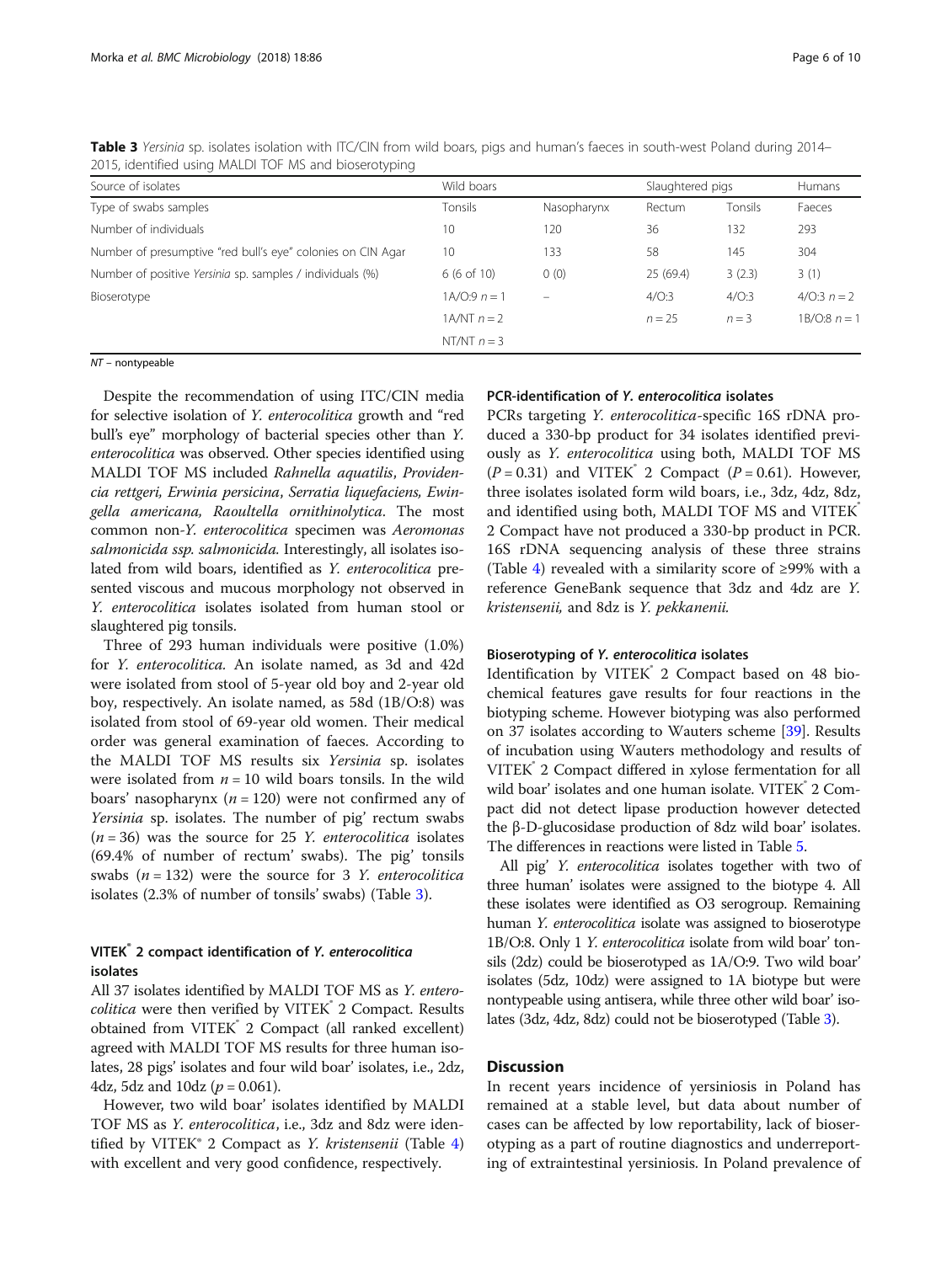**Table 3** *Yersinia* sp. isolates isolation with ITC/CIN from wild boars, pigs and human's faeces in south-west Poland during 2014–2015, identified using MALDI TOF MS and bioserotyping

| Source of isolates | Wild boars | | Slaughtered pigs | | Humans |
|---|---|---|---|---|---|
| Type of swabs samples | Tonsils | Nasopharynx | Rectum | Tonsils | Faeces |
| Number of individuals | 10 | 120 | 36 | 132 | 293 |
| Number of presumptive "red bull's eye" colonies on CIN Agar | 10 | 133 | 58 | 145 | 304 |
| Number of positive *Yersinia* sp. samples / individuals (%) | 6 (6 of 10) | 0 (0) | 25 (69.4) | 3 (2.3) | 3 (1) |
| Bioserotype | 1A/O:9 $n = 1$<br>1A/NT $n = 2$<br>NT/NT $n = 3$ | – | 4/O:3<br>$n = 25$ | 4/O:3<br>$n = 3$ | 4/O:3 $n = 2$<br>1B/O:8 $n = 1$ |

*NT* – nontypeable

Despite the recommendation of using ITC/CIN media for selective isolation of *Y. enterocolitica* growth and "red bull's eye" morphology of bacterial species other than *Y. enterocolitica* was observed. Other species identified using MALDI TOF MS included *Rahnella aquatilis*, *Providencia rettgeri, Erwinia persicina*, *Serratia liquefaciens, Ewingella americana, Raoultella ornithinolytica*. The most common non-*Y. enterocolitica* specimen was *Aeromonas salmonicida ssp. salmonicida.* Interestingly, all isolates isolated from wild boars, identified as *Y. enterocolitica* presented viscous and mucous morphology not observed in *Y. enterocolitica* isolates isolated from human stool or slaughtered pig tonsils.

Three of 293 human individuals were positive (1.0%) for *Y. enterocolitica.* An isolate named, as 3d and 42d were isolated from stool of 5-year old boy and 2-year old boy, respectively. An isolate named, as 58d (1B/O:8) was isolated from stool of 69-year old women. Their medical order was general examination of faeces. According to the MALDI TOF MS results six *Yersinia* sp. isolates were isolated from $n = 10$ wild boars tonsils. In the wild boars' nasopharynx ($n = 120$) were not confirmed any of *Yersinia* sp. isolates. The number of pig' rectum swabs ($n = 36$) was the source for 25 *Y. enterocolitica* isolates (69.4% of number of rectum' swabs). The pig' tonsils swabs ($n = 132$) were the source for 3 *Y. enterocolitica* isolates (2.3% of number of tonsils' swabs) (Table 3).

## VITEK® 2 compact identification of *Y. enterocolitica* isolates

All 37 isolates identified by MALDI TOF MS as *Y. enterocolitica* were then verified by VITEK® 2 Compact. Results obtained from VITEK® 2 Compact (all ranked excellent) agreed with MALDI TOF MS results for three human isolates, 28 pigs' isolates and four wild boar' isolates, i.e., 2dz, 4dz, 5dz and 10dz ($p = 0.061$).

However, two wild boar' isolates identified by MALDI TOF MS as *Y. enterocolitica*, i.e., 3dz and 8dz were identified by VITEK® 2 Compact as *Y. kristensenii* (Table 4) with excellent and very good confidence, respectively.

## PCR-identification of *Y. enterocolitica* isolates

PCRs targeting *Y. enterocolitica*-specific 16S rDNA produced a 330-bp product for 34 isolates identified previously as *Y. enterocolitica* using both, MALDI TOF MS ($P = 0.31$) and VITEK® 2 Compact ($P = 0.61$). However, three isolates isolated form wild boars, i.e., 3dz, 4dz, 8dz, and identified using both, MALDI TOF MS and VITEK® 2 Compact have not produced a 330-bp product in PCR. 16S rDNA sequencing analysis of these three strains (Table 4) revealed with a similarity score of ≥99% with a reference GeneBank sequence that 3dz and 4dz are *Y. kristensenii,* and 8dz is *Y. pekkanenii.*

## Bioserotyping of *Y. enterocolitica* isolates

Identification by VITEK® 2 Compact based on 48 biochemical features gave results for four reactions in the biotyping scheme. However biotyping was also performed on 37 isolates according to Wauters scheme [39]. Results of incubation using Wauters methodology and results of VITEK® 2 Compact differed in xylose fermentation for all wild boar' isolates and one human isolate. VITEK® 2 Compact did not detect lipase production however detected the β-D-glucosidase production of 8dz wild boar' isolates. The differences in reactions were listed in Table 5.

All pig' *Y. enterocolitica* isolates together with two of three human' isolates were assigned to the biotype 4. All these isolates were identified as O3 serogroup. Remaining human *Y. enterocolitica* isolate was assigned to bioserotype 1B/O:8. Only 1 *Y. enterocolitica* isolate from wild boar' tonsils (2dz) could be bioserotyped as 1A/O:9. Two wild boar' isolates (5dz, 10dz) were assigned to 1A biotype but were nontypeable using antisera, while three other wild boar' isolates (3dz, 4dz, 8dz) could not be bioserotyped (Table 3).

## Discussion

In recent years incidence of yersiniosis in Poland has remained at a stable level, but data about number of cases can be affected by low reportability, lack of bioserotyping as a part of routine diagnostics and underreporting of extraintestinal yersiniosis. In Poland prevalence of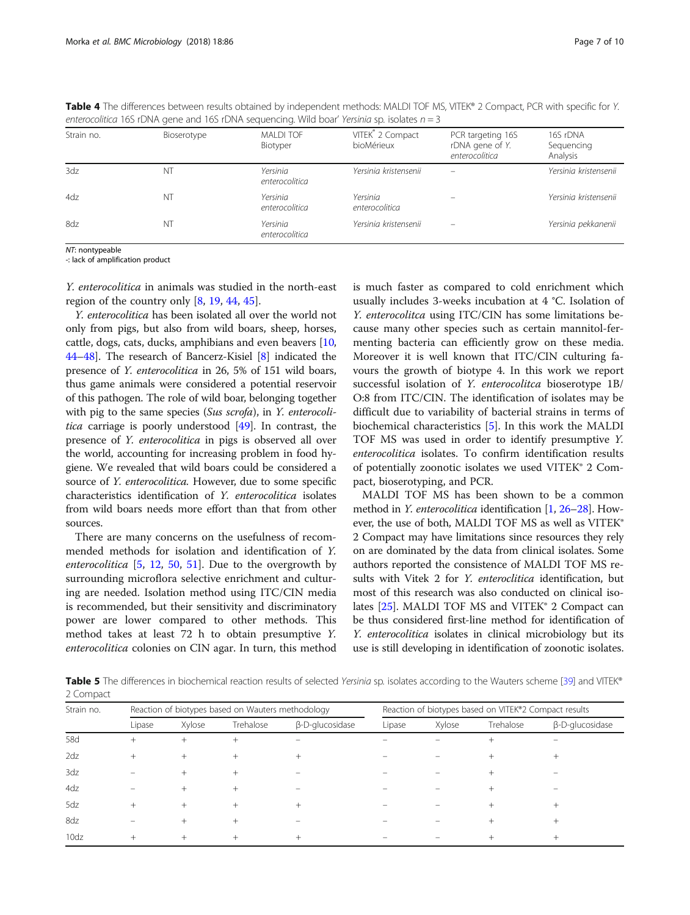**Table 4** The differences between results obtained by independent methods: MALDI TOF MS, VITEK® 2 Compact, PCR with specific for *Y. enterocolitica* 16S rDNA gene and 16S rDNA sequencing. Wild boar' *Yersinia* sp. isolates *n* = 3

| Strain no. | Bioserotype | MALDI TOF Biotyper | VITEK® 2 Compact bioMérieux | PCR targeting 16S rDNA gene of *Y. enterocolitica* | 16S rDNA Sequencing Analysis |
|---|---|---|---|---|---|
| 3dz | NT | *Yersinia enterocolitica* | *Yersinia kristensenii* | – | *Yersinia kristensenii* |
| 4dz | NT | *Yersinia enterocolitica* | *Yersinia enterocolitica* | – | *Yersinia kristensenii* |
| 8dz | NT | *Yersinia enterocolitica* | *Yersinia kristensenii* | – | *Yersinia pekkanenii* |

*NT*: nontypeable
-: lack of amplification product

*Y. enterocolitica* in animals was studied in the north-east region of the country only [8, 19, 44, 45].

*Y. enterocolitica* has been isolated all over the world not only from pigs, but also from wild boars, sheep, horses, cattle, dogs, cats, ducks, amphibians and even beavers [10, 44–48]. The research of Bancerz-Kisiel [8] indicated the presence of *Y. enterocolitica* in 26, 5% of 151 wild boars, thus game animals were considered a potential reservoir of this pathogen. The role of wild boar, belonging together with pig to the same species (*Sus scrofa*), in *Y. enterocolitica* carriage is poorly understood [49]. In contrast, the presence of *Y. enterocolitica* in pigs is observed all over the world, accounting for increasing problem in food hygiene. We revealed that wild boars could be considered a source of *Y. enterocolitica.* However, due to some specific characteristics identification of *Y. enterocolitica* isolates from wild boars needs more effort than that from other sources.

There are many concerns on the usefulness of recommended methods for isolation and identification of *Y. enterocolitica* [5, 12, 50, 51]. Due to the overgrowth by surrounding microflora selective enrichment and culturing are needed. Isolation method using ITC/CIN media is recommended, but their sensitivity and discriminatory power are lower compared to other methods. This method takes at least 72 h to obtain presumptive *Y. enterocolitica* colonies on CIN agar. In turn, this method is much faster as compared to cold enrichment which usually includes 3-weeks incubation at 4 °C. Isolation of *Y. enterocolitca* using ITC/CIN has some limitations because many other species such as certain mannitol-fermenting bacteria can efficiently grow on these media. Moreover it is well known that ITC/CIN culturing favours the growth of biotype 4. In this work we report successful isolation of *Y. enterocolitca* bioserotype 1B/O:8 from ITC/CIN. The identification of isolates may be difficult due to variability of bacterial strains in terms of biochemical characteristics [5]. In this work the MALDI TOF MS was used in order to identify presumptive *Y. enterocolitica* isolates. To confirm identification results of potentially zoonotic isolates we used VITEK® 2 Compact, bioserotyping, and PCR.

MALDI TOF MS has been shown to be a common method in *Y. enterocolitica* identification [1, 26–28]. However, the use of both, MALDI TOF MS as well as VITEK® 2 Compact may have limitations since resources they rely on are dominated by the data from clinical isolates. Some authors reported the consistence of MALDI TOF MS results with Vitek 2 for *Y. enteroclitica* identification, but most of this research was also conducted on clinical isolates [25]. MALDI TOF MS and VITEK® 2 Compact can be thus considered first-line method for identification of *Y. enterocolitica* isolates in clinical microbiology but its use is still developing in identification of zoonotic isolates.

**Table 5** The differences in biochemical reaction results of selected *Yersinia* sp. isolates according to the Wauters scheme [39] and VITEK® 2 Compact

| Strain no. | Reaction of biotypes based on Wauters methodology | | | | Reaction of biotypes based on VITEK®2 Compact results | | | |
|---|---|---|---|---|---|---|---|---|
| | Lipase | Xylose | Trehalose | β-D-glucosidase | Lipase | Xylose | Trehalose | β-D-glucosidase |
| 58d | + | + | + | – | – | – | + | – |
| 2dz | + | + | + | + | – | – | + | + |
| 3dz | – | + | + | – | – | – | + | – |
| 4dz | – | + | + | – | – | – | + | – |
| 5dz | + | + | + | + | – | – | + | + |
| 8dz | – | + | + | – | – | – | + | + |
| 10dz | + | + | + | + | – | – | + | + |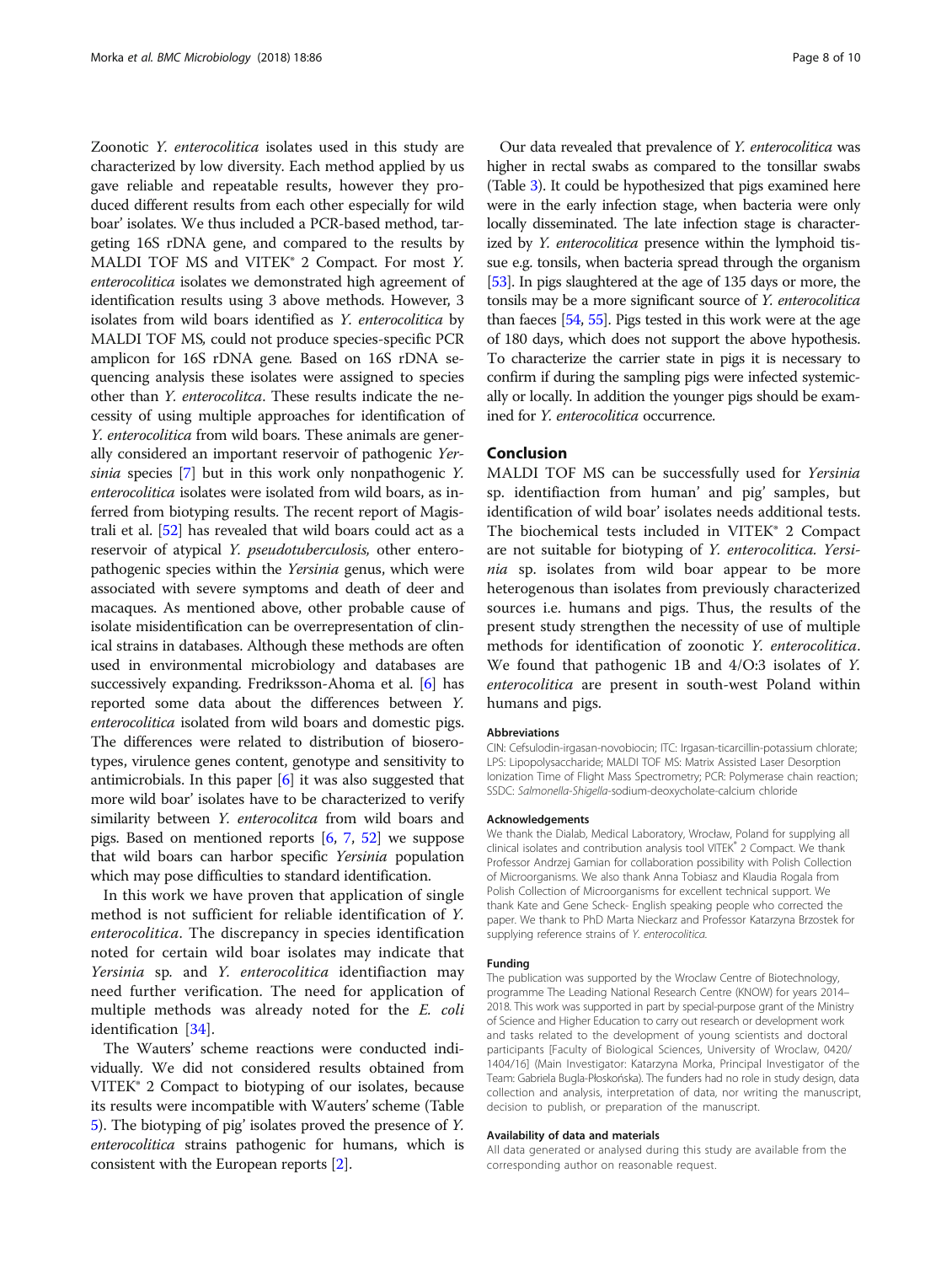Zoonotic *Y. enterocolitica* isolates used in this study are characterized by low diversity. Each method applied by us gave reliable and repeatable results, however they produced different results from each other especially for wild boar' isolates. We thus included a PCR-based method, targeting 16S rDNA gene, and compared to the results by MALDI TOF MS and VITEK® 2 Compact. For most *Y. enterocolitica* isolates we demonstrated high agreement of identification results using 3 above methods. However, 3 isolates from wild boars identified as *Y. enterocolitica* by MALDI TOF MS, could not produce species-specific PCR amplicon for 16S rDNA gene. Based on 16S rDNA sequencing analysis these isolates were assigned to species other than *Y. enterocolitca*. These results indicate the necessity of using multiple approaches for identification of *Y. enterocolitica* from wild boars. These animals are generally considered an important reservoir of pathogenic *Yersinia* species [7] but in this work only nonpathogenic *Y. enterocolitica* isolates were isolated from wild boars, as inferred from biotyping results. The recent report of Magistrali et al. [52] has revealed that wild boars could act as a reservoir of atypical *Y. pseudotuberculosis,* other enteropathogenic species within the *Yersinia* genus, which were associated with severe symptoms and death of deer and macaques. As mentioned above, other probable cause of isolate misidentification can be overrepresentation of clinical strains in databases. Although these methods are often used in environmental microbiology and databases are successively expanding. Fredriksson-Ahoma et al. [6] has reported some data about the differences between *Y. enterocolitica* isolated from wild boars and domestic pigs. The differences were related to distribution of bioserotypes, virulence genes content, genotype and sensitivity to antimicrobials. In this paper [6] it was also suggested that more wild boar' isolates have to be characterized to verify similarity between *Y. enterocolitca* from wild boars and pigs. Based on mentioned reports [6, 7, 52] we suppose that wild boars can harbor specific *Yersinia* population which may pose difficulties to standard identification.

In this work we have proven that application of single method is not sufficient for reliable identification of *Y. enterocolitica*. The discrepancy in species identification noted for certain wild boar isolates may indicate that *Yersinia* sp. and *Y. enterocolitica* identifiaction may need further verification. The need for application of multiple methods was already noted for the *E. coli* identification [34].

The Wauters' scheme reactions were conducted individually. We did not considered results obtained from VITEK® 2 Compact to biotyping of our isolates, because its results were incompatible with Wauters' scheme (Table 5). The biotyping of pig' isolates proved the presence of *Y. enterocolitica* strains pathogenic for humans, which is consistent with the European reports [2].

Our data revealed that prevalence of *Y. enterocolitica* was higher in rectal swabs as compared to the tonsillar swabs (Table 3). It could be hypothesized that pigs examined here were in the early infection stage, when bacteria were only locally disseminated. The late infection stage is characterized by *Y. enterocolitica* presence within the lymphoid tissue e.g. tonsils, when bacteria spread through the organism [53]. In pigs slaughtered at the age of 135 days or more, the tonsils may be a more significant source of *Y. enterocolitica* than faeces [54, 55]. Pigs tested in this work were at the age of 180 days, which does not support the above hypothesis. To characterize the carrier state in pigs it is necessary to confirm if during the sampling pigs were infected systemically or locally. In addition the younger pigs should be examined for *Y. enterocolitica* occurrence.

## Conclusion

MALDI TOF MS can be successfully used for *Yersinia* sp. identifiaction from human' and pig' samples, but identification of wild boar' isolates needs additional tests. The biochemical tests included in VITEK® 2 Compact are not suitable for biotyping of *Y. enterocolitica. Yersinia* sp. isolates from wild boar appear to be more heterogenous than isolates from previously characterized sources i.e. humans and pigs. Thus, the results of the present study strengthen the necessity of use of multiple methods for identification of zoonotic *Y. enterocolitica*. We found that pathogenic 1B and 4/O:3 isolates of *Y. enterocolitica* are present in south-west Poland within humans and pigs.

#### Abbreviations

CIN: Cefsulodin-irgasan-novobiocin; ITC: Irgasan-ticarcillin-potassium chlorate; LPS: Lipopolysaccharide; MALDI TOF MS: Matrix Assisted Laser Desorption Ionization Time of Flight Mass Spectrometry; PCR: Polymerase chain reaction; SSDC: *Salmonella-Shigella*-sodium-deoxycholate-calcium chloride

#### Acknowledgements

We thank the Dialab, Medical Laboratory, Wrocław, Poland for supplying all clinical isolates and contribution analysis tool VITEK® 2 Compact. We thank Professor Andrzej Gamian for collaboration possibility with Polish Collection of Microorganisms. We also thank Anna Tobiasz and Klaudia Rogala from Polish Collection of Microorganisms for excellent technical support. We thank Kate and Gene Scheck- English speaking people who corrected the paper. We thank to PhD Marta Nieckarz and Professor Katarzyna Brzostek for supplying reference strains of *Y. enterocolitica*.

#### Funding

The publication was supported by the Wroclaw Centre of Biotechnology, programme The Leading National Research Centre (KNOW) for years 2014–2018. This work was supported in part by special-purpose grant of the Ministry of Science and Higher Education to carry out research or development work and tasks related to the development of young scientists and doctoral participants [Faculty of Biological Sciences, University of Wroclaw, 0420/1404/16] (Main Investigator: Katarzyna Morka, Principal Investigator of the Team: Gabriela Bugla-Płoskońska). The funders had no role in study design, data collection and analysis, interpretation of data, nor writing the manuscript, decision to publish, or preparation of the manuscript.

#### Availability of data and materials

All data generated or analysed during this study are available from the corresponding author on reasonable request.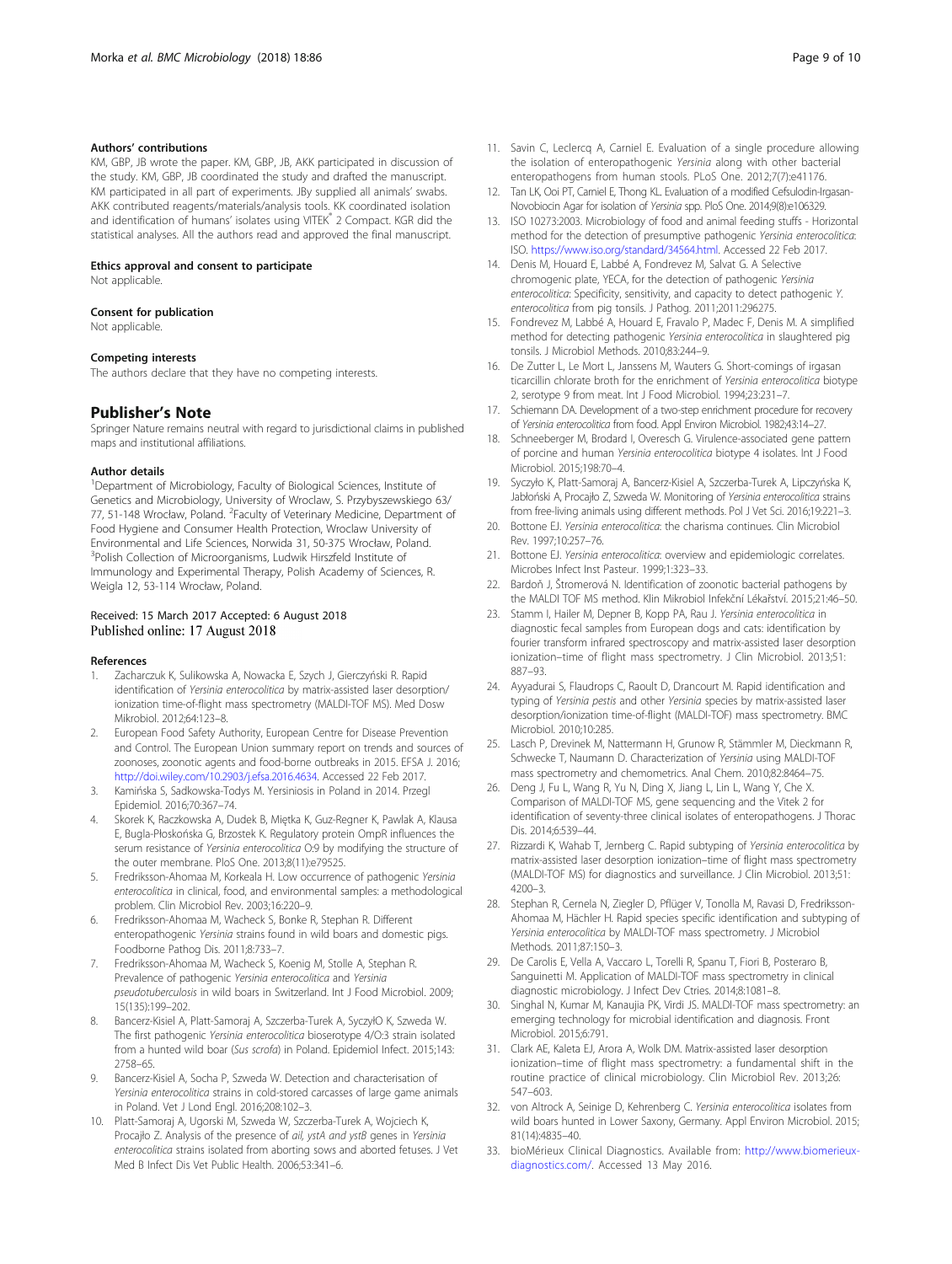### Authors' contributions

KM, GBP, JB wrote the paper. KM, GBP, JB, AKK participated in discussion of the study. KM, GBP, JB coordinated the study and drafted the manuscript. KM participated in all part of experiments. JBy supplied all animals' swabs. AKK contributed reagents/materials/analysis tools. KK coordinated isolation and identification of humans' isolates using VITEK® 2 Compact. KGR did the statistical analyses. All the authors read and approved the final manuscript.

### Ethics approval and consent to participate

Not applicable.

### Consent for publication

Not applicable.

### Competing interests

The authors declare that they have no competing interests.

## Publisher's Note

Springer Nature remains neutral with regard to jurisdictional claims in published maps and institutional affiliations.

### Author details

[1]Department of Microbiology, Faculty of Biological Sciences, Institute of Genetics and Microbiology, University of Wroclaw, S. Przybyszewskiego 63/77, 51-148 Wrocław, Poland. [2]Faculty of Veterinary Medicine, Department of Food Hygiene and Consumer Health Protection, Wroclaw University of Environmental and Life Sciences, Norwida 31, 50-375 Wrocław, Poland. [3]Polish Collection of Microorganisms, Ludwik Hirszfeld Institute of Immunology and Experimental Therapy, Polish Academy of Sciences, R. Weigla 12, 53-114 Wrocław, Poland.

Received: 15 March 2017 Accepted: 6 August 2018
Published online: 17 August 2018

### References

1. Zacharczuk K, Sulikowska A, Nowacka E, Szych J, Gierczyński R. Rapid identification of *Yersinia enterocolitica* by matrix-assisted laser desorption/ionization time-of-flight mass spectrometry (MALDI-TOF MS). Med Dosw Mikrobiol. 2012;64:123–8.
2. European Food Safety Authority, European Centre for Disease Prevention and Control. The European Union summary report on trends and sources of zoonoses, zoonotic agents and food-borne outbreaks in 2015. EFSA J. 2016; http://doi.wiley.com/10.2903/j.efsa.2016.4634. Accessed 22 Feb 2017.
3. Kamińska S, Sadkowska-Todys M. Yersiniosis in Poland in 2014. Przegl Epidemiol. 2016;70:367–74.
4. Skorek K, Raczkowska A, Dudek B, Miętka K, Guz-Regner K, Pawlak A, Klausa E, Bugla-Płoskońska G, Brzostek K. Regulatory protein OmpR influences the serum resistance of *Yersinia enterocolitica* O:9 by modifying the structure of the outer membrane. PloS One. 2013;8(11):e79525.
5. Fredriksson-Ahomaa M, Korkeala H. Low occurrence of pathogenic *Yersinia enterocolitica* in clinical, food, and environmental samples: a methodological problem. Clin Microbiol Rev. 2003;16:220–9.
6. Fredriksson-Ahomaa M, Wacheck S, Bonke R, Stephan R. Different enteropathogenic *Yersinia* strains found in wild boars and domestic pigs. Foodborne Pathog Dis. 2011;8:733–7.
7. Fredriksson-Ahomaa M, Wacheck S, Koenig M, Stolle A, Stephan R. Prevalence of pathogenic *Yersinia enterocolitica* and *Yersinia pseudotuberculosis* in wild boars in Switzerland. Int J Food Microbiol. 2009; 15(135):199–202.
8. Bancerz-Kisiel A, Platt-Samoraj A, Szczerba-Turek A, SyczyłO K, Szweda W. The first pathogenic *Yersinia enterocolitica* bioserotype 4/O:3 strain isolated from a hunted wild boar (*Sus scrofa*) in Poland. Epidemiol Infect. 2015;143: 2758–65.
9. Bancerz-Kisiel A, Socha P, Szweda W. Detection and characterisation of *Yersinia enterocolitica* strains in cold-stored carcasses of large game animals in Poland. Vet J Lond Engl. 2016;208:102–3.
10. Platt-Samoraj A, Ugorski M, Szweda W, Szczerba-Turek A, Wojciech K, Procajło Z. Analysis of the presence of *ail, ystA and ystB* genes in *Yersinia enterocolitica* strains isolated from aborting sows and aborted fetuses. J Vet Med B Infect Dis Vet Public Health. 2006;53:341–6.
11. Savin C, Leclercq A, Carniel E. Evaluation of a single procedure allowing the isolation of enteropathogenic *Yersinia* along with other bacterial enteropathogens from human stools. PLoS One. 2012;7(7):e41176.
12. Tan LK, Ooi PT, Carniel E, Thong KL. Evaluation of a modified Cefsulodin-Irgasan-Novobiocin Agar for isolation of *Yersinia* spp. PloS One. 2014;9(8):e106329.
13. ISO 10273:2003. Microbiology of food and animal feeding stuffs - Horizontal method for the detection of presumptive pathogenic *Yersinia enterocolitica*: ISO. https://www.iso.org/standard/34564.html. Accessed 22 Feb 2017.
14. Denis M, Houard E, Labbé A, Fondrevez M, Salvat G. A Selective chromogenic plate, YECA, for the detection of pathogenic *Yersinia enterocolitica*: Specificity, sensitivity, and capacity to detect pathogenic *Y. enterocolitica* from pig tonsils. J Pathog. 2011;2011:296275.
15. Fondrevez M, Labbé A, Houard E, Fravalo P, Madec F, Denis M. A simplified method for detecting pathogenic *Yersinia enterocolitica* in slaughtered pig tonsils. J Microbiol Methods. 2010;83:244–9.
16. De Zutter L, Le Mort L, Janssens M, Wauters G. Short-comings of irgasan ticarcillin chlorate broth for the enrichment of *Yersinia enterocolitica* biotype 2, serotype 9 from meat. Int J Food Microbiol. 1994;23:231–7.
17. Schiemann DA. Development of a two-step enrichment procedure for recovery of *Yersinia enterocolitica* from food. Appl Environ Microbiol. 1982;43:14–27.
18. Schneeberger M, Brodard I, Overesch G. Virulence-associated gene pattern of porcine and human *Yersinia enterocolitica* biotype 4 isolates. Int J Food Microbiol. 2015;198:70–4.
19. Syczyło K, Platt-Samoraj A, Bancerz-Kisiel A, Szczerba-Turek A, Lipczyńska K, Jabłoński A, Procajło Z, Szweda W. Monitoring of *Yersinia enterocolitica* strains from free-living animals using different methods. Pol J Vet Sci. 2016;19:221–3.
20. Bottone EJ. *Yersinia enterocolitica*: the charisma continues. Clin Microbiol Rev. 1997;10:257–76.
21. Bottone EJ. *Yersinia enterocolitica*: overview and epidemiologic correlates. Microbes Infect Inst Pasteur. 1999;1:323–33.
22. Bardoň J, Štromerová N. Identification of zoonotic bacterial pathogens by the MALDI TOF MS method. Klin Mikrobiol Infekční Lékařství. 2015;21:46–50.
23. Stamm I, Hailer M, Depner B, Kopp PA, Rau J. *Yersinia enterocolitica* in diagnostic fecal samples from European dogs and cats: identification by fourier transform infrared spectroscopy and matrix-assisted laser desorption ionization–time of flight mass spectrometry. J Clin Microbiol. 2013;51: 887–93.
24. Ayyadurai S, Flaudrops C, Raoult D, Drancourt M. Rapid identification and typing of *Yersinia pestis* and other *Yersinia* species by matrix-assisted laser desorption/ionization time-of-flight (MALDI-TOF) mass spectrometry. BMC Microbiol. 2010;10:285.
25. Lasch P, Drevinek M, Nattermann H, Grunow R, Stämmler M, Dieckmann R, Schwecke T, Naumann D. Characterization of *Yersinia* using MALDI-TOF mass spectrometry and chemometrics. Anal Chem. 2010;82:8464–75.
26. Deng J, Fu L, Wang R, Yu N, Ding X, Jiang L, Lin L, Wang Y, Che X. Comparison of MALDI-TOF MS, gene sequencing and the Vitek 2 for identification of seventy-three clinical isolates of enteropathogens. J Thorac Dis. 2014;6:539–44.
27. Rizzardi K, Wahab T, Jernberg C. Rapid subtyping of *Yersinia enterocolitica* by matrix-assisted laser desorption ionization–time of flight mass spectrometry (MALDI-TOF MS) for diagnostics and surveillance. J Clin Microbiol. 2013;51: 4200–3.
28. Stephan R, Cernela N, Ziegler D, Pflüger V, Tonolla M, Ravasi D, Fredriksson-Ahomaa M, Hächler H. Rapid species specific identification and subtyping of *Yersinia enterocolitica* by MALDI-TOF mass spectrometry. J Microbiol Methods. 2011;87:150–3.
29. De Carolis E, Vella A, Vaccaro L, Torelli R, Spanu T, Fiori B, Posteraro B, Sanguinetti M. Application of MALDI-TOF mass spectrometry in clinical diagnostic microbiology. J Infect Dev Ctries. 2014;8:1081–8.
30. Singhal N, Kumar M, Kanaujia PK, Virdi JS. MALDI-TOF mass spectrometry: an emerging technology for microbial identification and diagnosis. Front Microbiol. 2015;6:791.
31. Clark AE, Kaleta EJ, Arora A, Wolk DM. Matrix-assisted laser desorption ionization–time of flight mass spectrometry: a fundamental shift in the routine practice of clinical microbiology. Clin Microbiol Rev. 2013;26: 547–603.
32. von Altrock A, Seinige D, Kehrenberg C. *Yersinia enterocolitica* isolates from wild boars hunted in Lower Saxony, Germany. Appl Environ Microbiol. 2015; 81(14):4835–40.
33. bioMérieux Clinical Diagnostics. Available from: http://www.biomerieux-diagnostics.com/. Accessed 13 May 2016.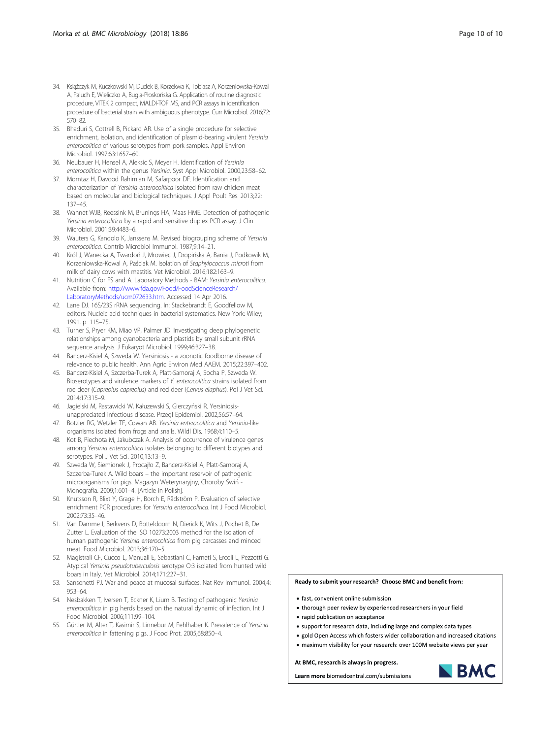34. Książczyk M, Kuczkowski M, Dudek B, Korzekwa K, Tobiasz A, Korzeniowska-Kowal A, Paluch E, Wieliczko A, Bugla-Płoskońska G. Application of routine diagnostic procedure, VITEK 2 compact, MALDI-TOF MS, and PCR assays in identification procedure of bacterial strain with ambiguous phenotype. Curr Microbiol. 2016;72:570–82.
35. Bhaduri S, Cottrell B, Pickard AR. Use of a single procedure for selective enrichment, isolation, and identification of plasmid-bearing virulent *Yersinia enterocolitica* of various serotypes from pork samples. Appl Environ Microbiol. 1997;63:1657–60.
36. Neubauer H, Hensel A, Aleksic S, Meyer H. Identification of *Yersinia enterocolitica* within the genus *Yersinia*. Syst Appl Microbiol. 2000;23:58–62.
37. Momtaz H, Davood Rahimian M, Safarpoor DF. Identification and characterization of *Yersinia enterocolitica* isolated from raw chicken meat based on molecular and biological techniques. J Appl Poult Res. 2013;22:137–45.
38. Wannet WJB, Reessink M, Brunings HA, Maas HME. Detection of pathogenic *Yersinia enterocolitica* by a rapid and sensitive duplex PCR assay. J Clin Microbiol. 2001;39:4483–6.
39. Wauters G, Kandolo K, Janssens M. Revised biogrouping scheme of *Yersinia enterocolitica*. Contrib Microbiol Immunol. 1987;9:14–21.
40. Król J, Wanecka A, Twardoń J, Mrowiec J, Dropińska A, Bania J, Podkowik M, Korzeniowska-Kowal A, Paściak M. Isolation of *Staphylococcus microti* from milk of dairy cows with mastitis. Vet Microbiol. 2016;182:163–9.
41. Nutrition C for FS and A. Laboratory Methods - BAM: *Yersinia enterocolitica*. Available from: http://www.fda.gov/Food/FoodScienceResearch/LaboratoryMethods/ucm072633.htm. Accessed 14 Apr 2016.
42. Lane DJ. 16S/23S rRNA sequencing. In: Stackebrandt E, Goodfellow M, editors. Nucleic acid techniques in bacterial systematics. New York: Wiley; 1991. p. 115–75.
43. Turner S, Pryer KM, Miao VP, Palmer JD. Investigating deep phylogenetic relationships among cyanobacteria and plastids by small subunit rRNA sequence analysis. J Eukaryot Microbiol. 1999;46:327–38.
44. Bancerz-Kisiel A, Szweda W. Yersiniosis - a zoonotic foodborne disease of relevance to public health. Ann Agric Environ Med AAEM. 2015;22:397–402.
45. Bancerz-Kisiel A, Szczerba-Turek A, Platt-Samoraj A, Socha P, Szweda W. Bioserotypes and virulence markers of *Y. enterocolitica* strains isolated from roe deer (*Capreolus capreolus*) and red deer (*Cervus elaphus*). Pol J Vet Sci. 2014;17:315–9.
46. Jagielski M, Rastawicki W, Kałuzewski S, Gierczyński R. Yersiniosis-unappreciated infectious disease. Przegl Epidemiol. 2002;56:57–64.
47. Botzler RG, Wetzler TF, Cowan AB. *Yersinia enterocolitica* and *Yersinia*-like organisms isolated from frogs and snails. Wildl Dis. 1968;4:110–5.
48. Kot B, Piechota M, Jakubczak A. Analysis of occurrence of virulence genes among *Yersinia enterocolitica* isolates belonging to different biotypes and serotypes. Pol J Vet Sci. 2010;13:13–9.
49. Szweda W, Siemionek J, Procajło Z, Bancerz-Kisiel A, Platt-Samoraj A, Szczerba-Turek A. Wild boars – the important reservoir of pathogenic microorganisms for pigs. Magazyn Weterynaryjny, Choroby Świń - Monografia. 2009;1:601–4. [Article in Polish].
50. Knutsson R, Blixt Y, Grage H, Borch E, Rådström P. Evaluation of selective enrichment PCR procedures for *Yersinia enterocolitica*. Int J Food Microbiol. 2002;73:35–46.
51. Van Damme I, Berkvens D, Botteldoorn N, Dierick K, Wits J, Pochet B, De Zutter L. Evaluation of the ISO 10273:2003 method for the isolation of human pathogenic *Yersinia enterocolitica* from pig carcasses and minced meat. Food Microbiol. 2013;36:170–5.
52. Magistrali CF, Cucco L, Manuali E, Sebastiani C, Farneti S, Ercoli L, Pezzotti G. Atypical *Yersinia pseudotuberculosis* serotype O:3 isolated from hunted wild boars in Italy. Vet Microbiol. 2014;171:227–31.
53. Sansonetti PJ. War and peace at mucosal surfaces. Nat Rev Immunol. 2004;4:953–64.
54. Nesbakken T, Iversen T, Eckner K, Lium B. Testing of pathogenic *Yersinia enterocolitica* in pig herds based on the natural dynamic of infection. Int J Food Microbiol. 2006;111:99–104.
55. Gürtler M, Alter T, Kasimir S, Linnebur M, Fehlhaber K. Prevalence of *Yersinia enterocolitica* in fattening pigs. J Food Prot. 2005;68:850–4.

**Ready to submit your research? Choose BMC and benefit from:**

- fast, convenient online submission
- thorough peer review by experienced researchers in your field
- rapid publication on acceptance
- support for research data, including large and complex data types
- gold Open Access which fosters wider collaboration and increased citations
- maximum visibility for your research: over 100M website views per year

**At BMC, research is always in progress.**

**Learn more** biomedcentral.com/submissions

BMC